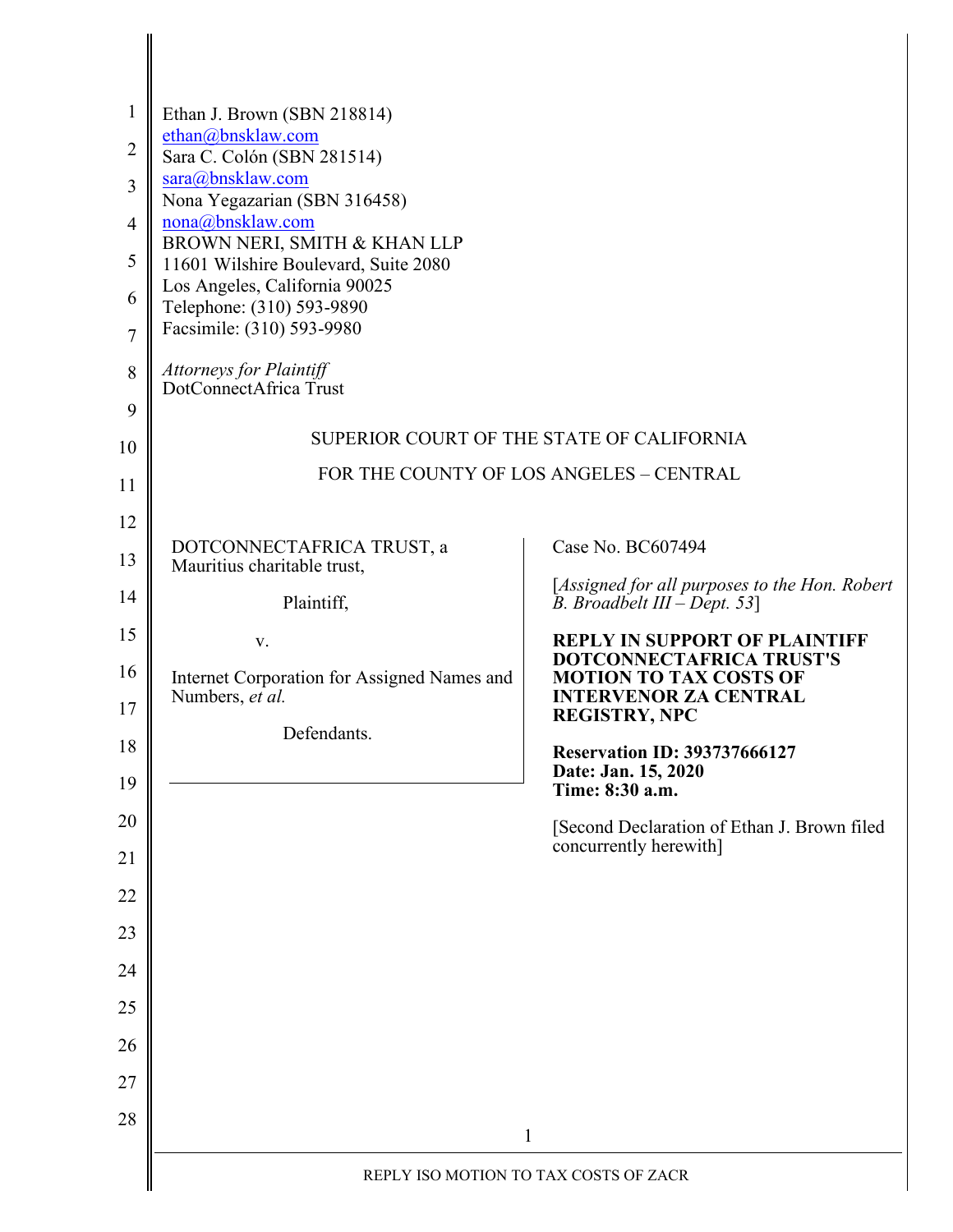Ethan J. Brown (SBN 218814)
ethan@bnsklaw.com
Sara C. Colón (SBN 281514)
sara@bnsklaw.com
Nona Yegazarian (SBN 316458)
nona@bnsklaw.com
BROWN NERI, SMITH & KHAN LLP
11601 Wilshire Boulevard, Suite 2080
Los Angeles, California 90025
Telephone: (310) 593-9890
Facsimile: (310) 593-9980

*Attorneys for Plaintiff*
DotConnectAfrica Trust

SUPERIOR COURT OF THE STATE OF CALIFORNIA

FOR THE COUNTY OF LOS ANGELES – CENTRAL

DOTCONNECTAFRICA TRUST, a Mauritius charitable trust,

Plaintiff,

v.

Internet Corporation for Assigned Names and Numbers, *et al.*

Defendants.

Case No. BC607494

[*Assigned for all purposes to the Hon. Robert B. Broadbelt III – Dept. 53*]

**REPLY IN SUPPORT OF PLAINTIFF DOTCONNECTAFRICA TRUST'S MOTION TO TAX COSTS OF INTERVENOR ZA CENTRAL REGISTRY, NPC**

**Reservation ID: 393737666127**
**Date: Jan. 15, 2020**
**Time: 8:30 a.m.**

[Second Declaration of Ethan J. Brown filed concurrently herewith]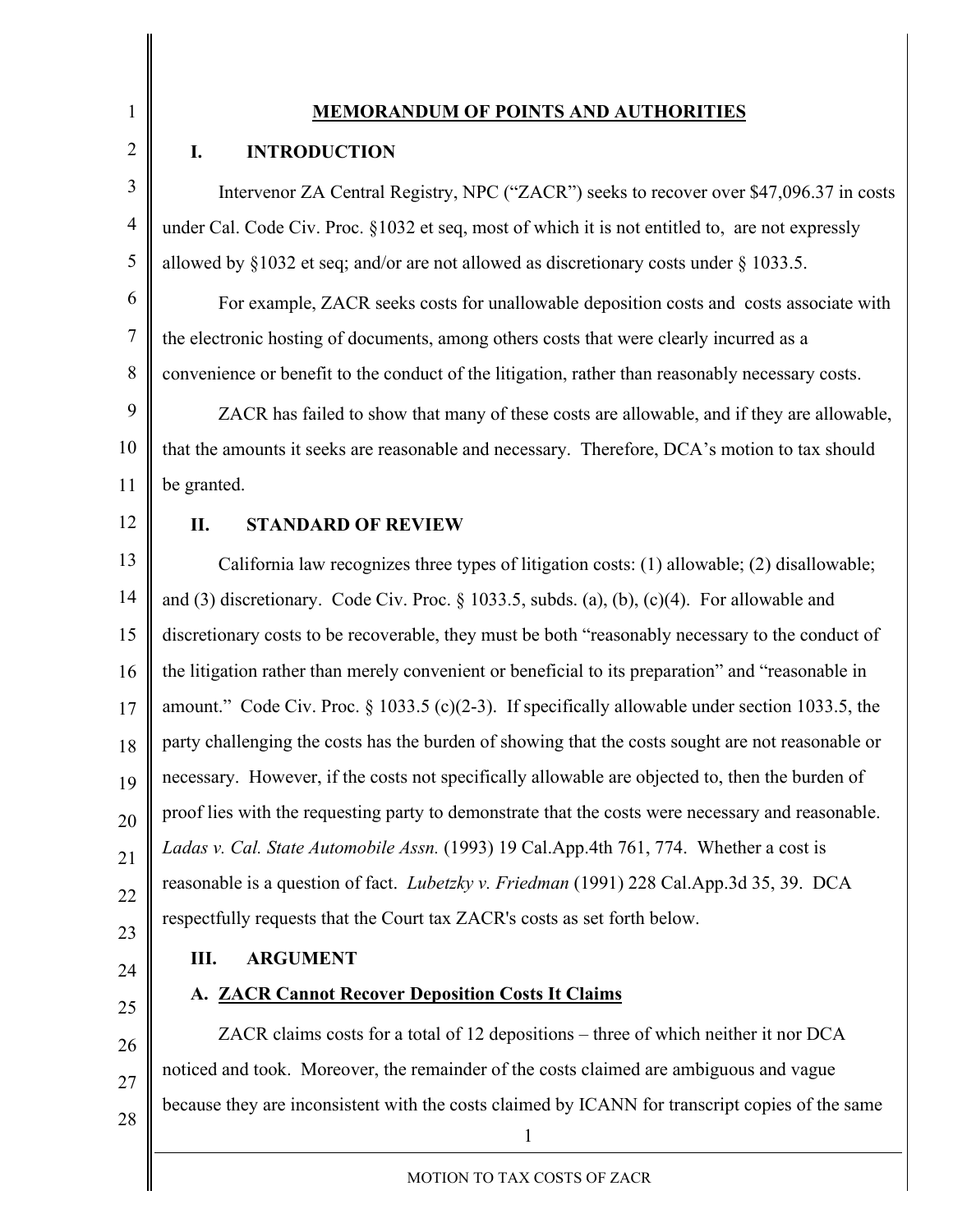# MEMORANDUM OF POINTS AND AUTHORITIES

## I. INTRODUCTION

Intervenor ZA Central Registry, NPC ("ZACR") seeks to recover over $47,096.37 in costs under Cal. Code Civ. Proc. §1032 et seq, most of which it is not entitled to, are not expressly allowed by §1032 et seq; and/or are not allowed as discretionary costs under § 1033.5.

For example, ZACR seeks costs for unallowable deposition costs and costs associate with the electronic hosting of documents, among others costs that were clearly incurred as a convenience or benefit to the conduct of the litigation, rather than reasonably necessary costs.

ZACR has failed to show that many of these costs are allowable, and if they are allowable, that the amounts it seeks are reasonable and necessary. Therefore, DCA's motion to tax should be granted.

## II. STANDARD OF REVIEW

California law recognizes three types of litigation costs: (1) allowable; (2) disallowable; and (3) discretionary. Code Civ. Proc. § 1033.5, subds. (a), (b), (c)(4). For allowable and discretionary costs to be recoverable, they must be both "reasonably necessary to the conduct of the litigation rather than merely convenient or beneficial to its preparation" and "reasonable in amount." Code Civ. Proc. § 1033.5 (c)(2-3). If specifically allowable under section 1033.5, the party challenging the costs has the burden of showing that the costs sought are not reasonable or necessary. However, if the costs not specifically allowable are objected to, then the burden of proof lies with the requesting party to demonstrate that the costs were necessary and reasonable. *Ladas v. Cal. State Automobile Assn.* (1993) 19 Cal.App.4th 761, 774. Whether a cost is reasonable is a question of fact. *Lubetzky v. Friedman* (1991) 228 Cal.App.3d 35, 39. DCA respectfully requests that the Court tax ZACR's costs as set forth below.

## III. ARGUMENT

### A. ZACR Cannot Recover Deposition Costs It Claims

ZACR claims costs for a total of 12 depositions – three of which neither it nor DCA noticed and took. Moreover, the remainder of the costs claimed are ambiguous and vague because they are inconsistent with the costs claimed by ICANN for transcript copies of the same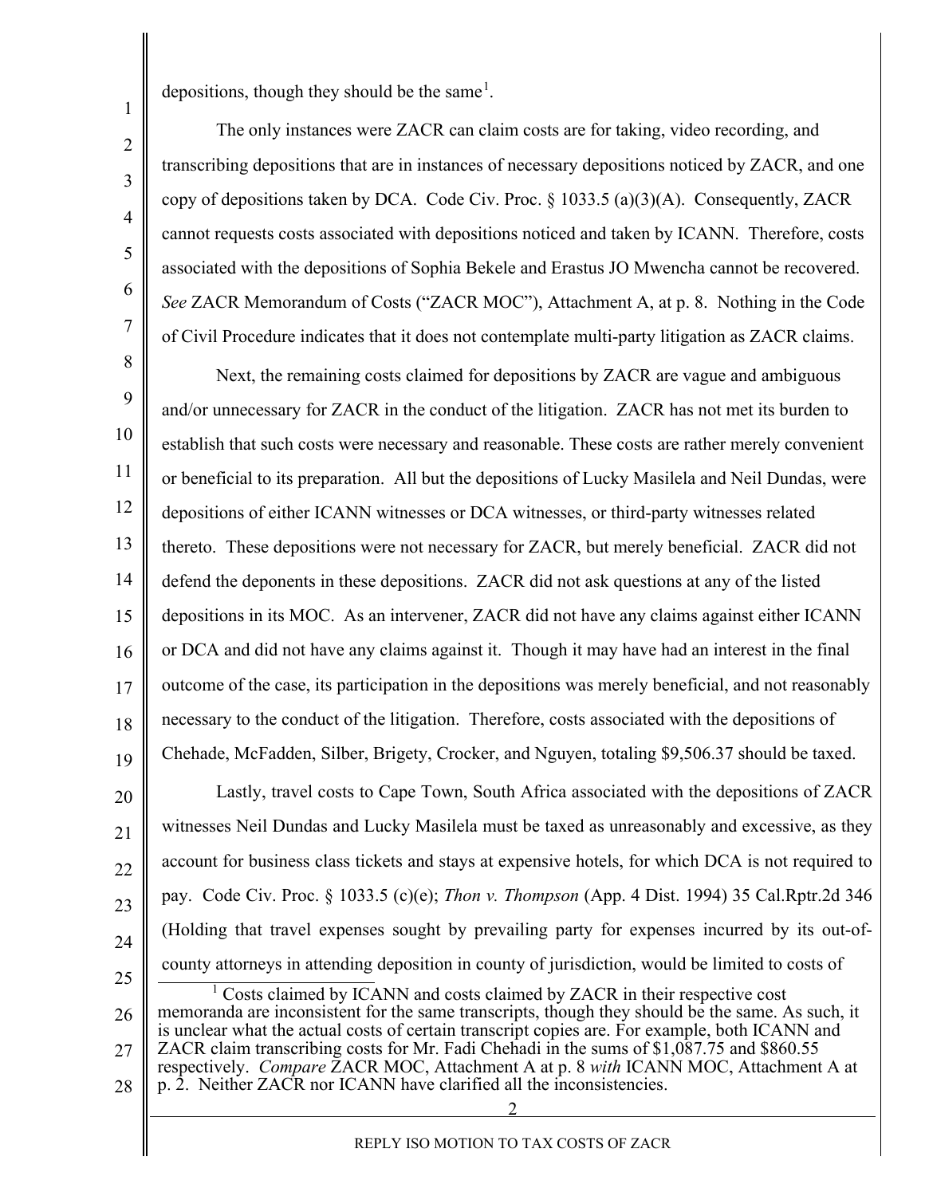depositions, though they should be the same[1].

The only instances were ZACR can claim costs are for taking, video recording, and transcribing depositions that are in instances of necessary depositions noticed by ZACR, and one copy of depositions taken by DCA. Code Civ. Proc. § 1033.5 (a)(3)(A). Consequently, ZACR cannot requests costs associated with depositions noticed and taken by ICANN. Therefore, costs associated with the depositions of Sophia Bekele and Erastus JO Mwencha cannot be recovered. *See* ZACR Memorandum of Costs ("ZACR MOC"), Attachment A, at p. 8. Nothing in the Code of Civil Procedure indicates that it does not contemplate multi-party litigation as ZACR claims.

Next, the remaining costs claimed for depositions by ZACR are vague and ambiguous and/or unnecessary for ZACR in the conduct of the litigation. ZACR has not met its burden to establish that such costs were necessary and reasonable. These costs are rather merely convenient or beneficial to its preparation. All but the depositions of Lucky Masilela and Neil Dundas, were depositions of either ICANN witnesses or DCA witnesses, or third-party witnesses related thereto. These depositions were not necessary for ZACR, but merely beneficial. ZACR did not defend the deponents in these depositions. ZACR did not ask questions at any of the listed depositions in its MOC. As an intervener, ZACR did not have any claims against either ICANN or DCA and did not have any claims against it. Though it may have had an interest in the final outcome of the case, its participation in the depositions was merely beneficial, and not reasonably necessary to the conduct of the litigation. Therefore, costs associated with the depositions of Chehade, McFadden, Silber, Brigety, Crocker, and Nguyen, totaling $9,506.37 should be taxed.

Lastly, travel costs to Cape Town, South Africa associated with the depositions of ZACR witnesses Neil Dundas and Lucky Masilela must be taxed as unreasonably and excessive, as they account for business class tickets and stays at expensive hotels, for which DCA is not required to pay. Code Civ. Proc. § 1033.5 (c)(e); *Thon v. Thompson* (App. 4 Dist. 1994) 35 Cal.Rptr.2d 346 (Holding that travel expenses sought by prevailing party for expenses incurred by its out-of-county attorneys in attending deposition in county of jurisdiction, would be limited to costs of

---

[1] Costs claimed by ICANN and costs claimed by ZACR in their respective cost memoranda are inconsistent for the same transcripts, though they should be the same. As such, it is unclear what the actual costs of certain transcript copies are. For example, both ICANN and ZACR claim transcribing costs for Mr. Fadi Chehadi in the sums of $1,087.75 and $860.55 respectively. *Compare* ZACR MOC, Attachment A at p. 8 *with* ICANN MOC, Attachment A at p. 2. Neither ZACR nor ICANN have clarified all the inconsistencies.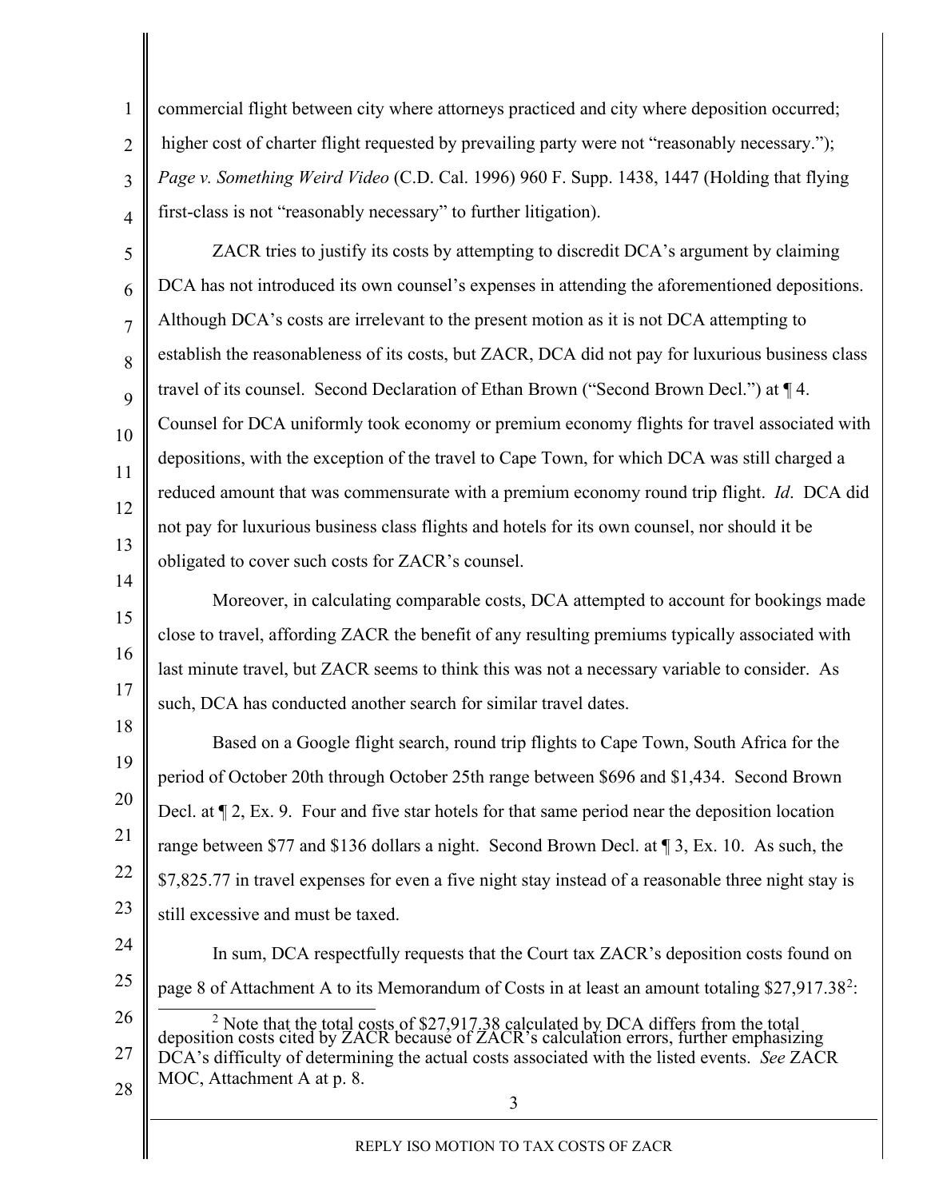commercial flight between city where attorneys practiced and city where deposition occurred; higher cost of charter flight requested by prevailing party were not "reasonably necessary."); *Page v. Something Weird Video* (C.D. Cal. 1996) 960 F. Supp. 1438, 1447 (Holding that flying first-class is not "reasonably necessary" to further litigation).

ZACR tries to justify its costs by attempting to discredit DCA's argument by claiming DCA has not introduced its own counsel's expenses in attending the aforementioned depositions. Although DCA's costs are irrelevant to the present motion as it is not DCA attempting to establish the reasonableness of its costs, but ZACR, DCA did not pay for luxurious business class travel of its counsel. Second Declaration of Ethan Brown ("Second Brown Decl.") at ¶ 4. Counsel for DCA uniformly took economy or premium economy flights for travel associated with depositions, with the exception of the travel to Cape Town, for which DCA was still charged a reduced amount that was commensurate with a premium economy round trip flight. *Id*. DCA did not pay for luxurious business class flights and hotels for its own counsel, nor should it be obligated to cover such costs for ZACR's counsel.

Moreover, in calculating comparable costs, DCA attempted to account for bookings made close to travel, affording ZACR the benefit of any resulting premiums typically associated with last minute travel, but ZACR seems to think this was not a necessary variable to consider. As such, DCA has conducted another search for similar travel dates.

Based on a Google flight search, round trip flights to Cape Town, South Africa for the period of October 20th through October 25th range between $696 and $1,434. Second Brown Decl. at ¶ 2, Ex. 9. Four and five star hotels for that same period near the deposition location range between $77 and $136 dollars a night. Second Brown Decl. at ¶ 3, Ex. 10. As such, the $7,825.77 in travel expenses for even a five night stay instead of a reasonable three night stay is still excessive and must be taxed.

In sum, DCA respectfully requests that the Court tax ZACR's deposition costs found on page 8 of Attachment A to its Memorandum of Costs in at least an amount totaling $27,917.38[2]:

[2] Note that the total costs of $27,917.38 calculated by DCA differs from the total deposition costs cited by ZACR because of ZACR's calculation errors, further emphasizing DCA's difficulty of determining the actual costs associated with the listed events. *See* ZACR MOC, Attachment A at p. 8.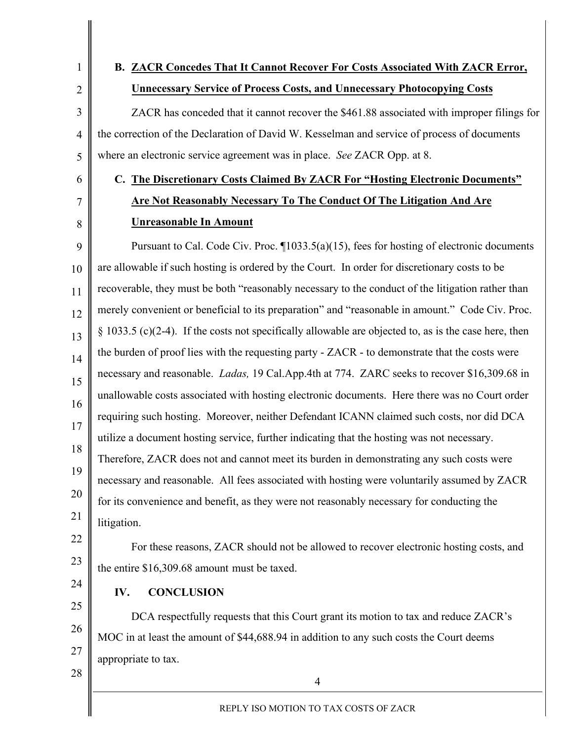**B. ZACR Concedes That It Cannot Recover For Costs Associated With ZACR Error, Unnecessary Service of Process Costs, and Unnecessary Photocopying Costs**

ZACR has conceded that it cannot recover the $461.88 associated with improper filings for the correction of the Declaration of David W. Kesselman and service of process of documents where an electronic service agreement was in place. *See* ZACR Opp. at 8.

**C. The Discretionary Costs Claimed By ZACR For "Hosting Electronic Documents" Are Not Reasonably Necessary To The Conduct Of The Litigation And Are Unreasonable In Amount**

Pursuant to Cal. Code Civ. Proc. ¶1033.5(a)(15), fees for hosting of electronic documents are allowable if such hosting is ordered by the Court. In order for discretionary costs to be recoverable, they must be both "reasonably necessary to the conduct of the litigation rather than merely convenient or beneficial to its preparation" and "reasonable in amount." Code Civ. Proc. § 1033.5 (c)(2-4). If the costs not specifically allowable are objected to, as is the case here, then the burden of proof lies with the requesting party - ZACR - to demonstrate that the costs were necessary and reasonable. *Ladas,* 19 Cal.App.4th at 774. ZARC seeks to recover $16,309.68 in unallowable costs associated with hosting electronic documents. Here there was no Court order requiring such hosting. Moreover, neither Defendant ICANN claimed such costs, nor did DCA utilize a document hosting service, further indicating that the hosting was not necessary. Therefore, ZACR does not and cannot meet its burden in demonstrating any such costs were necessary and reasonable. All fees associated with hosting were voluntarily assumed by ZACR for its convenience and benefit, as they were not reasonably necessary for conducting the litigation.

For these reasons, ZACR should not be allowed to recover electronic hosting costs, and the entire $16,309.68 amount must be taxed.

## IV. CONCLUSION

DCA respectfully requests that this Court grant its motion to tax and reduce ZACR's MOC in at least the amount of $44,688.94 in addition to any such costs the Court deems appropriate to tax.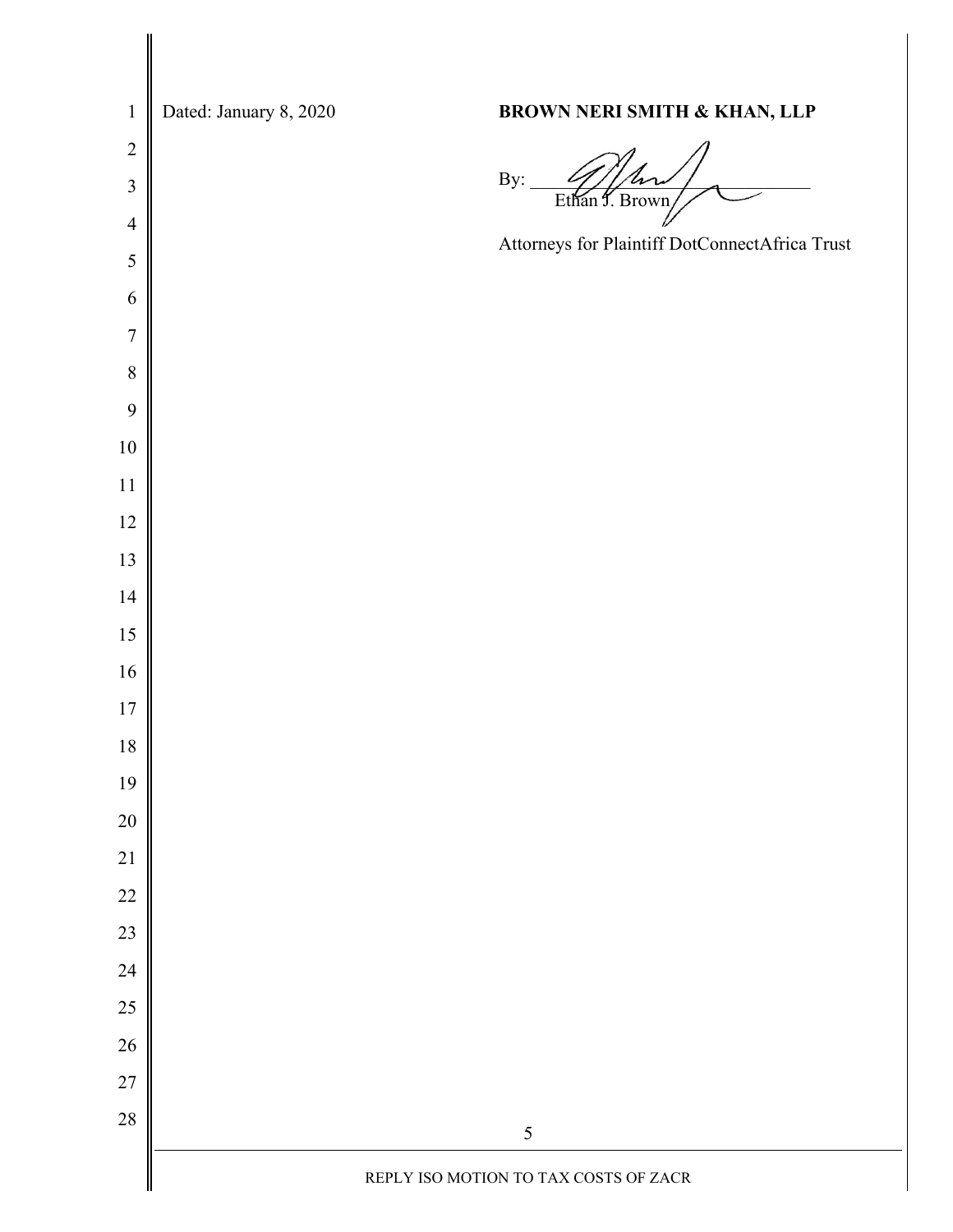Dated: January 8, 2020

**BROWN NERI SMITH & KHAN, LLP**

By: ______________________________
Ethan J. Brown

Attorneys for Plaintiff DotConnectAfrica Trust